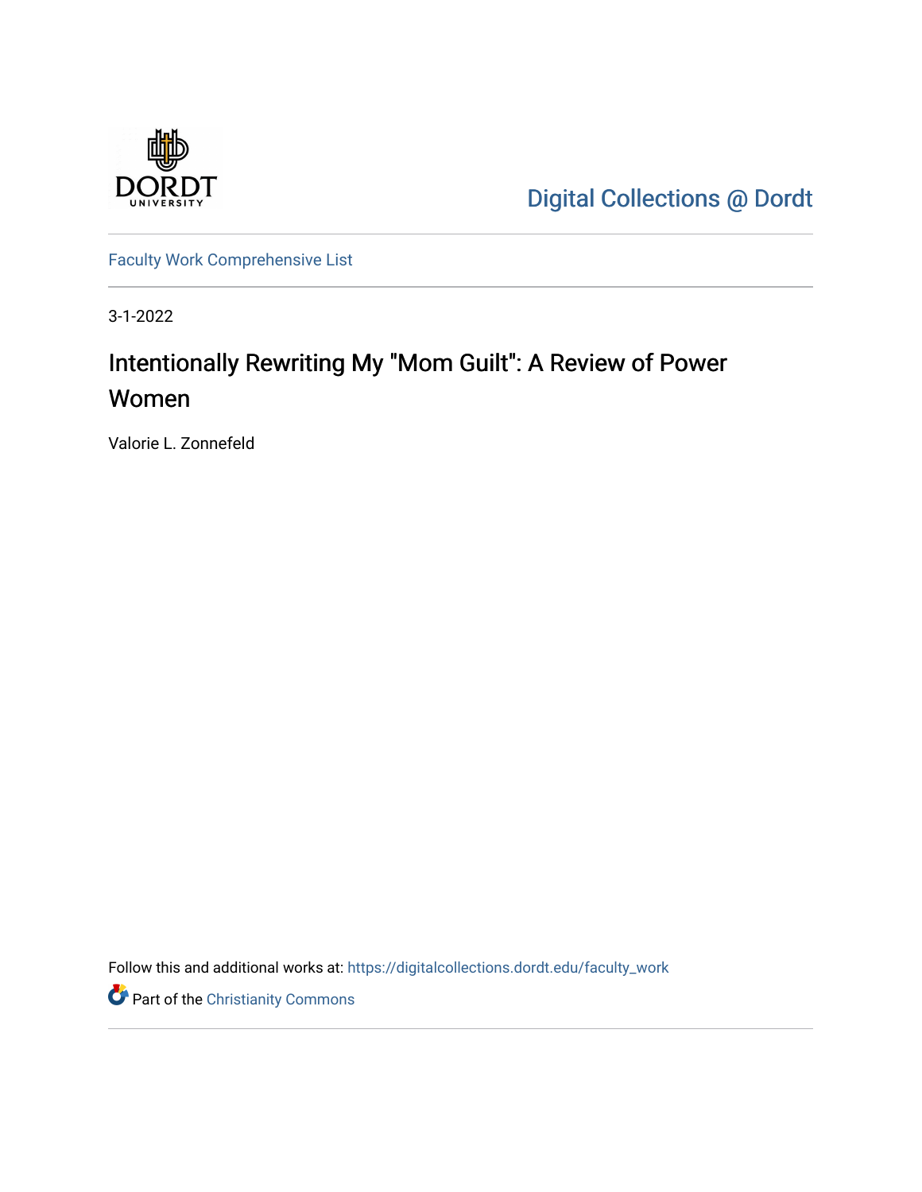Digital Collections @ Dordt

Faculty Work Comprehensive List

3-1-2022

# Intentionally Rewriting My "Mom Guilt": A Review of Power Women

Valorie L. Zonnefeld

Follow this and additional works at: https://digitalcollections.dordt.edu/faculty_work

Part of the Christianity Commons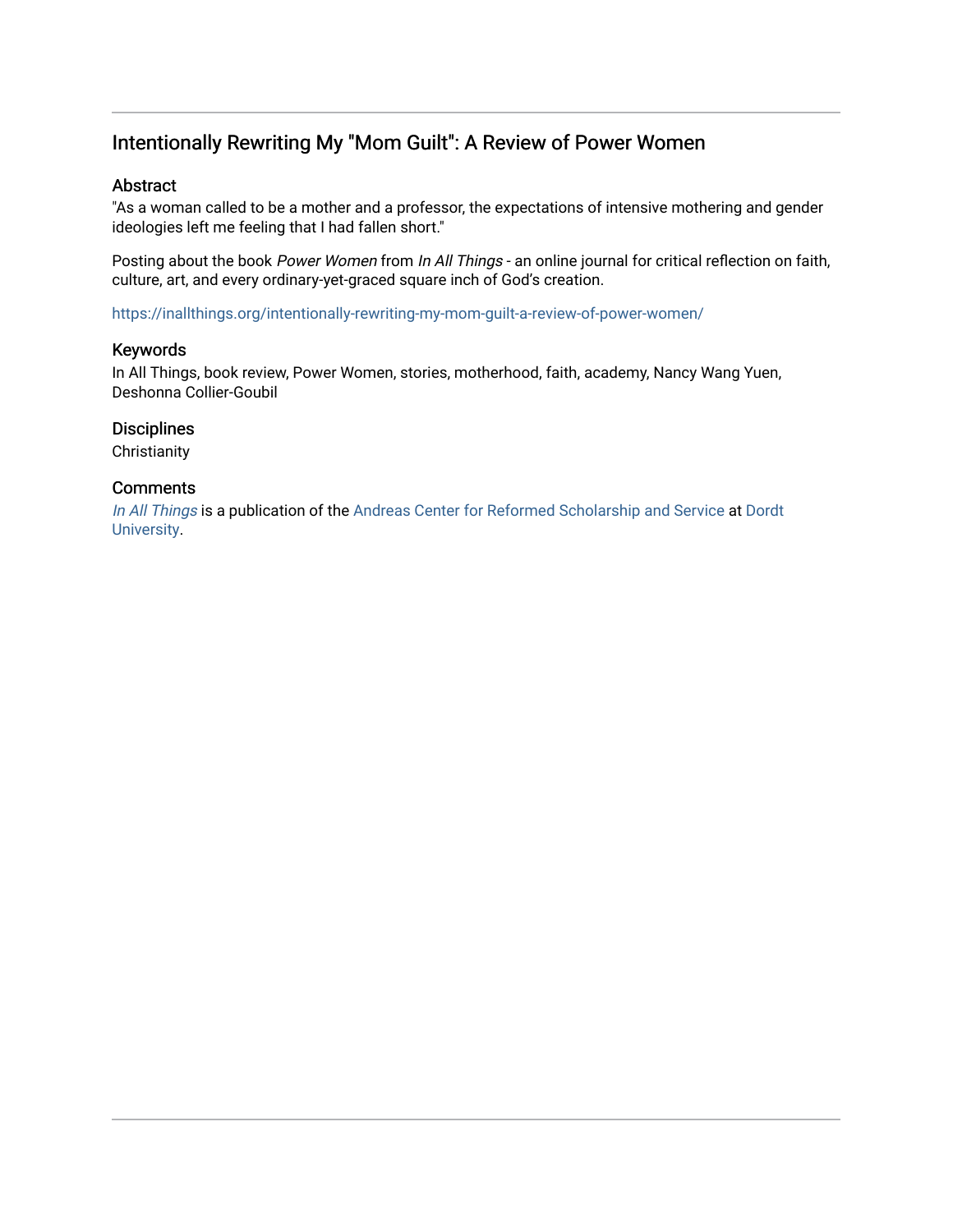## Intentionally Rewriting My "Mom Guilt": A Review of Power Women

### Abstract

"As a woman called to be a mother and a professor, the expectations of intensive mothering and gender ideologies left me feeling that I had fallen short."

Posting about the book *Power Women* from *In All Things* - an online journal for critical reflection on faith, culture, art, and every ordinary-yet-graced square inch of God's creation.

https://inallthings.org/intentionally-rewriting-my-mom-guilt-a-review-of-power-women/

### Keywords

In All Things, book review, Power Women, stories, motherhood, faith, academy, Nancy Wang Yuen, Deshonna Collier-Goubil

### Disciplines

Christianity

### Comments

*In All Things* is a publication of the Andreas Center for Reformed Scholarship and Service at Dordt University.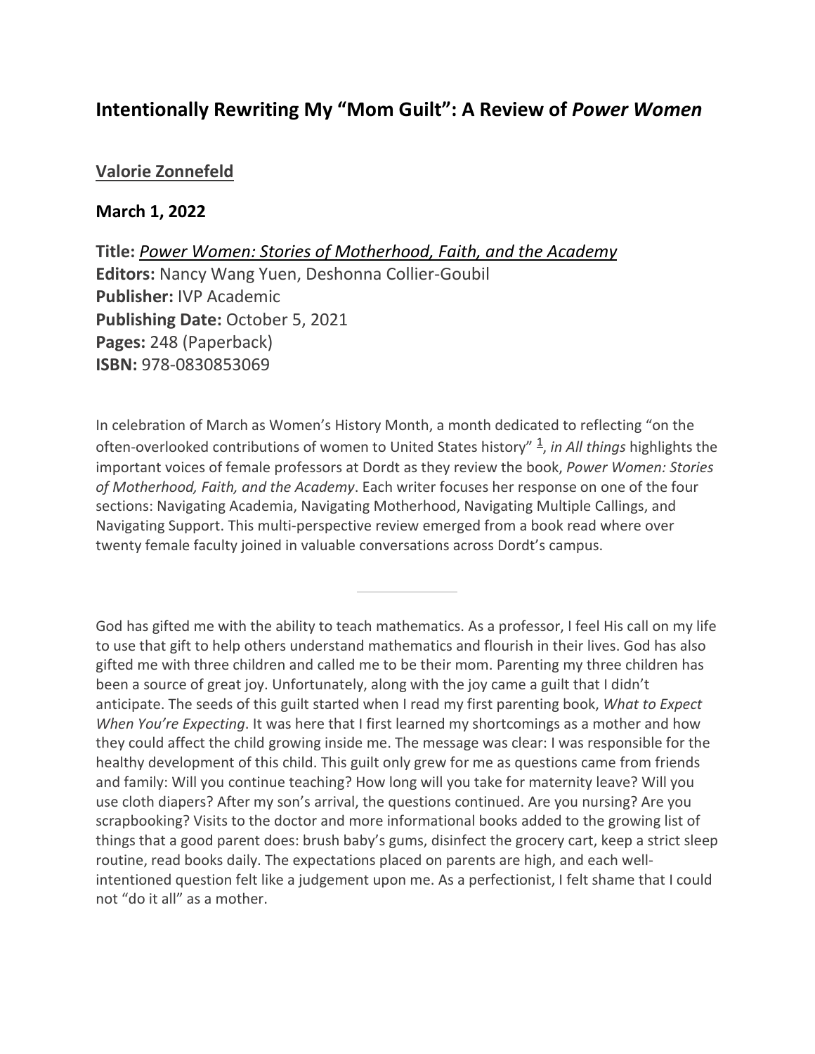## Intentionally Rewriting My "Mom Guilt": A Review of *Power Women*

**Valorie Zonnefeld**

**March 1, 2022**

**Title:** *Power Women: Stories of Motherhood, Faith, and the Academy*
**Editors:** Nancy Wang Yuen, Deshonna Collier-Goubil
**Publisher:** IVP Academic
**Publishing Date:** October 5, 2021
**Pages:** 248 (Paperback)
**ISBN:** 978-0830853069

In celebration of March as Women's History Month, a month dedicated to reflecting "on the often-overlooked contributions of women to United States history" [1], *in All things* highlights the important voices of female professors at Dordt as they review the book, *Power Women: Stories of Motherhood, Faith, and the Academy*. Each writer focuses her response on one of the four sections: Navigating Academia, Navigating Motherhood, Navigating Multiple Callings, and Navigating Support. This multi-perspective review emerged from a book read where over twenty female faculty joined in valuable conversations across Dordt's campus.

---

God has gifted me with the ability to teach mathematics. As a professor, I feel His call on my life to use that gift to help others understand mathematics and flourish in their lives. God has also gifted me with three children and called me to be their mom. Parenting my three children has been a source of great joy. Unfortunately, along with the joy came a guilt that I didn't anticipate. The seeds of this guilt started when I read my first parenting book, *What to Expect When You're Expecting*. It was here that I first learned my shortcomings as a mother and how they could affect the child growing inside me. The message was clear: I was responsible for the healthy development of this child. This guilt only grew for me as questions came from friends and family: Will you continue teaching? How long will you take for maternity leave? Will you use cloth diapers? After my son's arrival, the questions continued. Are you nursing? Are you scrapbooking? Visits to the doctor and more informational books added to the growing list of things that a good parent does: brush baby's gums, disinfect the grocery cart, keep a strict sleep routine, read books daily. The expectations placed on parents are high, and each well-intentioned question felt like a judgement upon me. As a perfectionist, I felt shame that I could not "do it all" as a mother.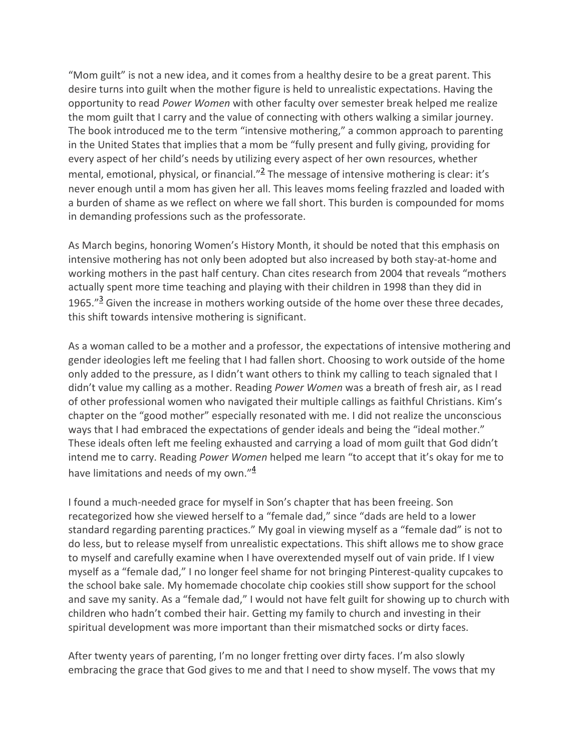"Mom guilt" is not a new idea, and it comes from a healthy desire to be a great parent. This desire turns into guilt when the mother figure is held to unrealistic expectations. Having the opportunity to read *Power Women* with other faculty over semester break helped me realize the mom guilt that I carry and the value of connecting with others walking a similar journey. The book introduced me to the term "intensive mothering," a common approach to parenting in the United States that implies that a mom be "fully present and fully giving, providing for every aspect of her child's needs by utilizing every aspect of her own resources, whether mental, emotional, physical, or financial."[2] The message of intensive mothering is clear: it's never enough until a mom has given her all. This leaves moms feeling frazzled and loaded with a burden of shame as we reflect on where we fall short. This burden is compounded for moms in demanding professions such as the professorate.

As March begins, honoring Women's History Month, it should be noted that this emphasis on intensive mothering has not only been adopted but also increased by both stay-at-home and working mothers in the past half century. Chan cites research from 2004 that reveals "mothers actually spent more time teaching and playing with their children in 1998 than they did in 1965."[3] Given the increase in mothers working outside of the home over these three decades, this shift towards intensive mothering is significant.

As a woman called to be a mother and a professor, the expectations of intensive mothering and gender ideologies left me feeling that I had fallen short. Choosing to work outside of the home only added to the pressure, as I didn't want others to think my calling to teach signaled that I didn't value my calling as a mother. Reading *Power Women* was a breath of fresh air, as I read of other professional women who navigated their multiple callings as faithful Christians. Kim's chapter on the "good mother" especially resonated with me. I did not realize the unconscious ways that I had embraced the expectations of gender ideals and being the "ideal mother." These ideals often left me feeling exhausted and carrying a load of mom guilt that God didn't intend me to carry. Reading *Power Women* helped me learn "to accept that it's okay for me to have limitations and needs of my own."[4]

I found a much-needed grace for myself in Son's chapter that has been freeing. Son recategorized how she viewed herself to a "female dad," since "dads are held to a lower standard regarding parenting practices." My goal in viewing myself as a "female dad" is not to do less, but to release myself from unrealistic expectations. This shift allows me to show grace to myself and carefully examine when I have overextended myself out of vain pride. If I view myself as a "female dad," I no longer feel shame for not bringing Pinterest-quality cupcakes to the school bake sale. My homemade chocolate chip cookies still show support for the school and save my sanity. As a "female dad," I would not have felt guilt for showing up to church with children who hadn't combed their hair. Getting my family to church and investing in their spiritual development was more important than their mismatched socks or dirty faces.

After twenty years of parenting, I'm no longer fretting over dirty faces. I'm also slowly embracing the grace that God gives to me and that I need to show myself. The vows that my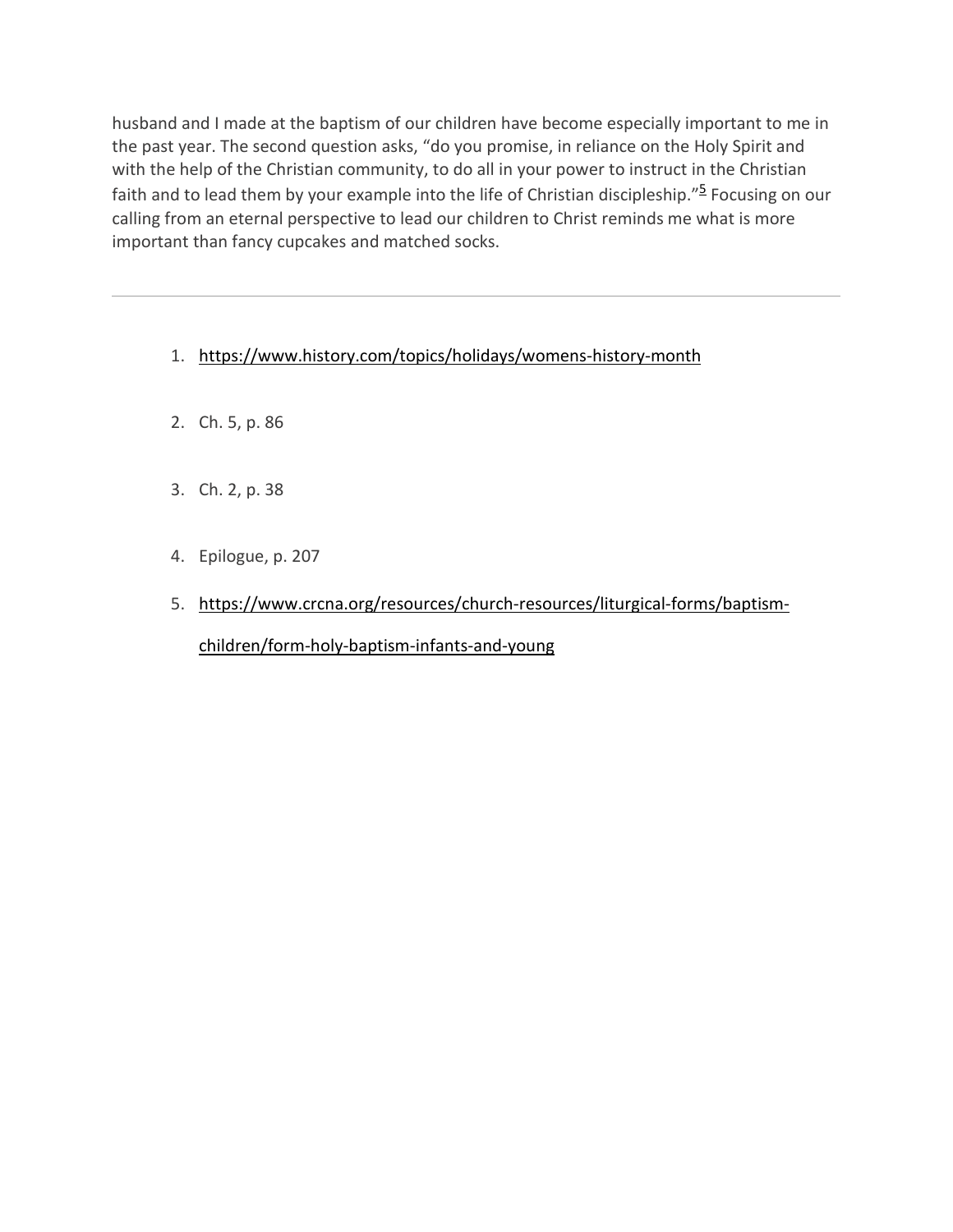husband and I made at the baptism of our children have become especially important to me in the past year. The second question asks, “do you promise, in reliance on the Holy Spirit and with the help of the Christian community, to do all in your power to instruct in the Christian faith and to lead them by your example into the life of Christian discipleship.”[5] Focusing on our calling from an eternal perspective to lead our children to Christ reminds me what is more important than fancy cupcakes and matched socks.

---

1. https://www.history.com/topics/holidays/womens-history-month
2. Ch. 5, p. 86
3. Ch. 2, p. 38
4. Epilogue, p. 207
5. https://www.crcna.org/resources/church-resources/liturgical-forms/baptism-children/form-holy-baptism-infants-and-young